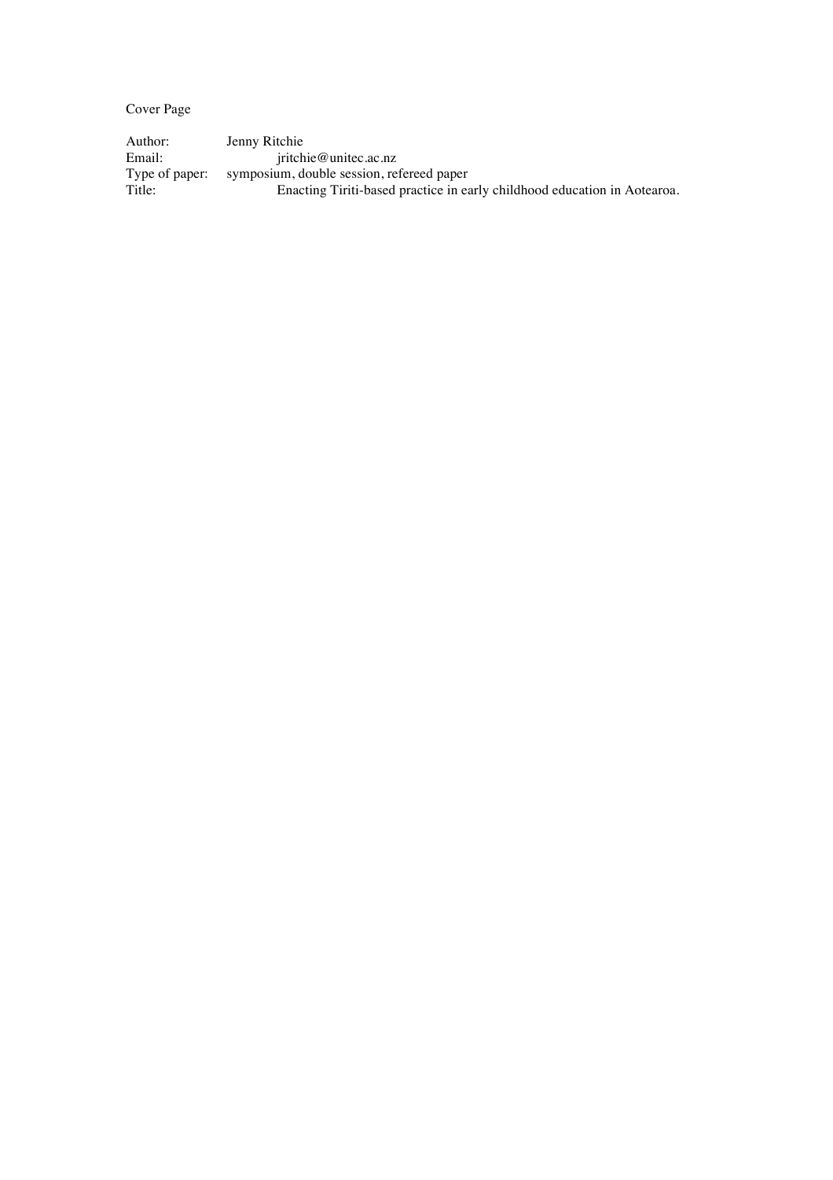Cover Page

Author: Jenny Ritchie
Email: jritchie@unitec.ac.nz
Type of paper: symposium, double session, refereed paper
Title: Enacting Tiriti-based practice in early childhood education in Aotearoa.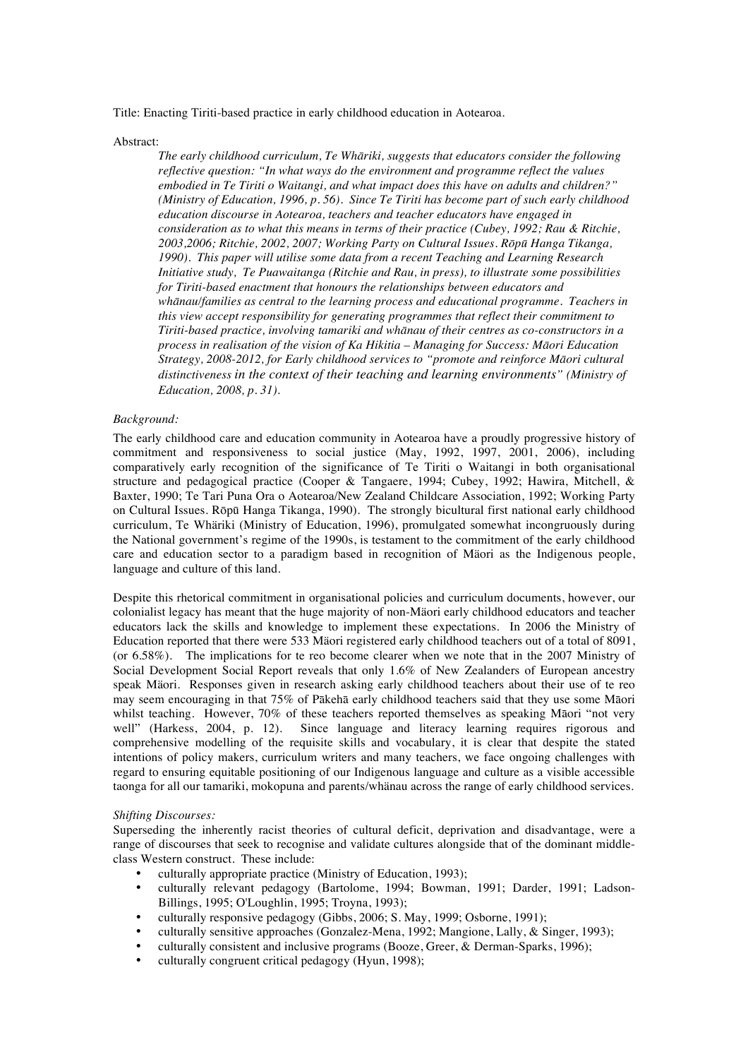Title: Enacting Tiriti-based practice in early childhood education in Aotearoa.

Abstract:

*The early childhood curriculum, Te Whāriki, suggests that educators consider the following reflective question: "In what ways do the environment and programme reflect the values embodied in Te Tiriti o Waitangi, and what impact does this have on adults and children?" (Ministry of Education, 1996, p. 56). Since Te Tiriti has become part of such early childhood education discourse in Aotearoa, teachers and teacher educators have engaged in consideration as to what this means in terms of their practice (Cubey, 1992; Rau & Ritchie, 2003,2006; Ritchie, 2002, 2007; Working Party on Cultural Issues. Rōpū Hanga Tikanga, 1990). This paper will utilise some data from a recent Teaching and Learning Research Initiative study, Te Puawaitanga (Ritchie and Rau, in press), to illustrate some possibilities for Tiriti-based enactment that honours the relationships between educators and whānau/families as central to the learning process and educational programme. Teachers in this view accept responsibility for generating programmes that reflect their commitment to Tiriti-based practice, involving tamariki and whānau of their centres as co-constructors in a process in realisation of the vision of Ka Hikitia – Managing for Success: Māori Education Strategy, 2008-2012, for Early childhood services to "promote and reinforce Māori cultural distinctiveness in the context of their teaching and learning environments" (Ministry of Education, 2008, p. 31).*

*Background:*

The early childhood care and education community in Aotearoa have a proudly progressive history of commitment and responsiveness to social justice (May, 1992, 1997, 2001, 2006), including comparatively early recognition of the significance of Te Tiriti o Waitangi in both organisational structure and pedagogical practice (Cooper & Tangaere, 1994; Cubey, 1992; Hawira, Mitchell, & Baxter, 1990; Te Tari Puna Ora o Aotearoa/New Zealand Childcare Association, 1992; Working Party on Cultural Issues. Rōpū Hanga Tikanga, 1990). The strongly bicultural first national early childhood curriculum, Te Whäriki (Ministry of Education, 1996), promulgated somewhat incongruously during the National government's regime of the 1990s, is testament to the commitment of the early childhood care and education sector to a paradigm based in recognition of Mäori as the Indigenous people, language and culture of this land.

Despite this rhetorical commitment in organisational policies and curriculum documents, however, our colonialist legacy has meant that the huge majority of non-Mäori early childhood educators and teacher educators lack the skills and knowledge to implement these expectations. In 2006 the Ministry of Education reported that there were 533 Mäori registered early childhood teachers out of a total of 8091, (or 6.58%). The implications for te reo become clearer when we note that in the 2007 Ministry of Social Development Social Report reveals that only 1.6% of New Zealanders of European ancestry speak Mäori. Responses given in research asking early childhood teachers about their use of te reo may seem encouraging in that 75% of Pākehā early childhood teachers said that they use some Māori whilst teaching. However, 70% of these teachers reported themselves as speaking Māori "not very well" (Harkess, 2004, p. 12). Since language and literacy learning requires rigorous and comprehensive modelling of the requisite skills and vocabulary, it is clear that despite the stated intentions of policy makers, curriculum writers and many teachers, we face ongoing challenges with regard to ensuring equitable positioning of our Indigenous language and culture as a visible accessible taonga for all our tamariki, mokopuna and parents/whänau across the range of early childhood services.

*Shifting Discourses:*

Superseding the inherently racist theories of cultural deficit, deprivation and disadvantage, were a range of discourses that seek to recognise and validate cultures alongside that of the dominant middle-class Western construct. These include:

- culturally appropriate practice (Ministry of Education, 1993);
- culturally relevant pedagogy (Bartolome, 1994; Bowman, 1991; Darder, 1991; Ladson-Billings, 1995; O'Loughlin, 1995; Troyna, 1993);
- culturally responsive pedagogy (Gibbs, 2006; S. May, 1999; Osborne, 1991);
- culturally sensitive approaches (Gonzalez-Mena, 1992; Mangione, Lally, & Singer, 1993);
- culturally consistent and inclusive programs (Booze, Greer, & Derman-Sparks, 1996);
- culturally congruent critical pedagogy (Hyun, 1998);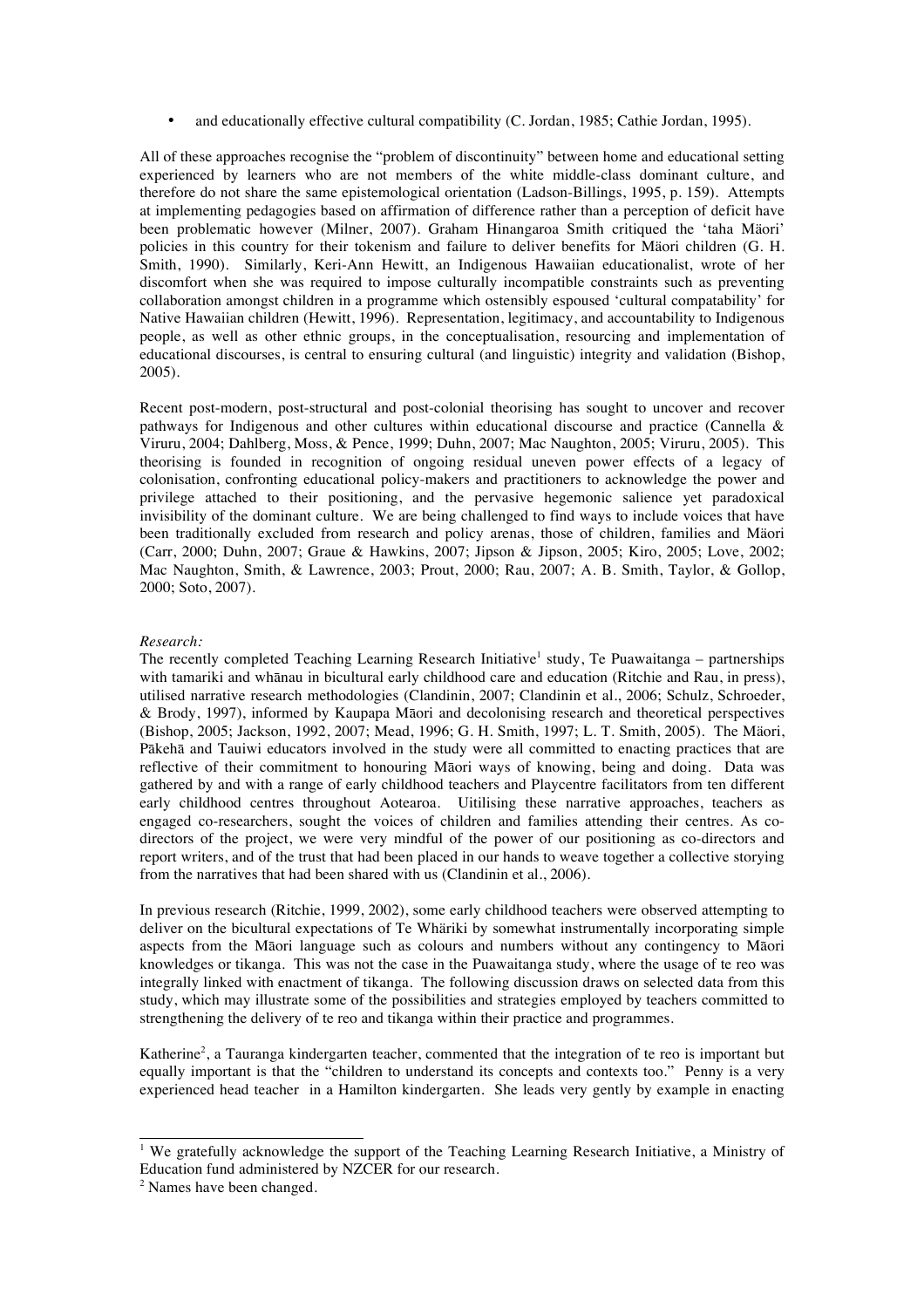- and educationally effective cultural compatibility (C. Jordan, 1985; Cathie Jordan, 1995).

All of these approaches recognise the "problem of discontinuity" between home and educational setting experienced by learners who are not members of the white middle-class dominant culture, and therefore do not share the same epistemological orientation (Ladson-Billings, 1995, p. 159). Attempts at implementing pedagogies based on affirmation of difference rather than a perception of deficit have been problematic however (Milner, 2007). Graham Hinangaroa Smith critiqued the 'taha Mäori' policies in this country for their tokenism and failure to deliver benefits for Mäori children (G. H. Smith, 1990). Similarly, Keri-Ann Hewitt, an Indigenous Hawaiian educationalist, wrote of her discomfort when she was required to impose culturally incompatible constraints such as preventing collaboration amongst children in a programme which ostensibly espoused 'cultural compatability' for Native Hawaiian children (Hewitt, 1996). Representation, legitimacy, and accountability to Indigenous people, as well as other ethnic groups, in the conceptualisation, resourcing and implementation of educational discourses, is central to ensuring cultural (and linguistic) integrity and validation (Bishop, 2005).

Recent post-modern, post-structural and post-colonial theorising has sought to uncover and recover pathways for Indigenous and other cultures within educational discourse and practice (Cannella & Viruru, 2004; Dahlberg, Moss, & Pence, 1999; Duhn, 2007; Mac Naughton, 2005; Viruru, 2005). This theorising is founded in recognition of ongoing residual uneven power effects of a legacy of colonisation, confronting educational policy-makers and practitioners to acknowledge the power and privilege attached to their positioning, and the pervasive hegemonic salience yet paradoxical invisibility of the dominant culture. We are being challenged to find ways to include voices that have been traditionally excluded from research and policy arenas, those of children, families and Mäori (Carr, 2000; Duhn, 2007; Graue & Hawkins, 2007; Jipson & Jipson, 2005; Kiro, 2005; Love, 2002; Mac Naughton, Smith, & Lawrence, 2003; Prout, 2000; Rau, 2007; A. B. Smith, Taylor, & Gollop, 2000; Soto, 2007).

*Research:*

The recently completed Teaching Learning Research Initiative[1] study, Te Puawaitanga – partnerships with tamariki and whānau in bicultural early childhood care and education (Ritchie and Rau, in press), utilised narrative research methodologies (Clandinin, 2007; Clandinin et al., 2006; Schulz, Schroeder, & Brody, 1997), informed by Kaupapa Māori and decolonising research and theoretical perspectives (Bishop, 2005; Jackson, 1992, 2007; Mead, 1996; G. H. Smith, 1997; L. T. Smith, 2005). The Māori, Pākehā and Tauiwi educators involved in the study were all committed to enacting practices that are reflective of their commitment to honouring Māori ways of knowing, being and doing. Data was gathered by and with a range of early childhood teachers and Playcentre facilitators from ten different early childhood centres throughout Aotearoa. Uitilising these narrative approaches, teachers as engaged co-researchers, sought the voices of children and families attending their centres. As co-directors of the project, we were very mindful of the power of our positioning as co-directors and report writers, and of the trust that had been placed in our hands to weave together a collective storying from the narratives that had been shared with us (Clandinin et al., 2006).

In previous research (Ritchie, 1999, 2002), some early childhood teachers were observed attempting to deliver on the bicultural expectations of Te Whäriki by somewhat instrumentally incorporating simple aspects from the Māori language such as colours and numbers without any contingency to Māori knowledges or tikanga. This was not the case in the Puawaitanga study, where the usage of te reo was integrally linked with enactment of tikanga. The following discussion draws on selected data from this study, which may illustrate some of the possibilities and strategies employed by teachers committed to strengthening the delivery of te reo and tikanga within their practice and programmes.

Katherine[2], a Tauranga kindergarten teacher, commented that the integration of te reo is important but equally important is that the "children to understand its concepts and contexts too." Penny is a very experienced head teacher in a Hamilton kindergarten. She leads very gently by example in enacting

---

[1] We gratefully acknowledge the support of the Teaching Learning Research Initiative, a Ministry of Education fund administered by NZCER for our research.

[2] Names have been changed.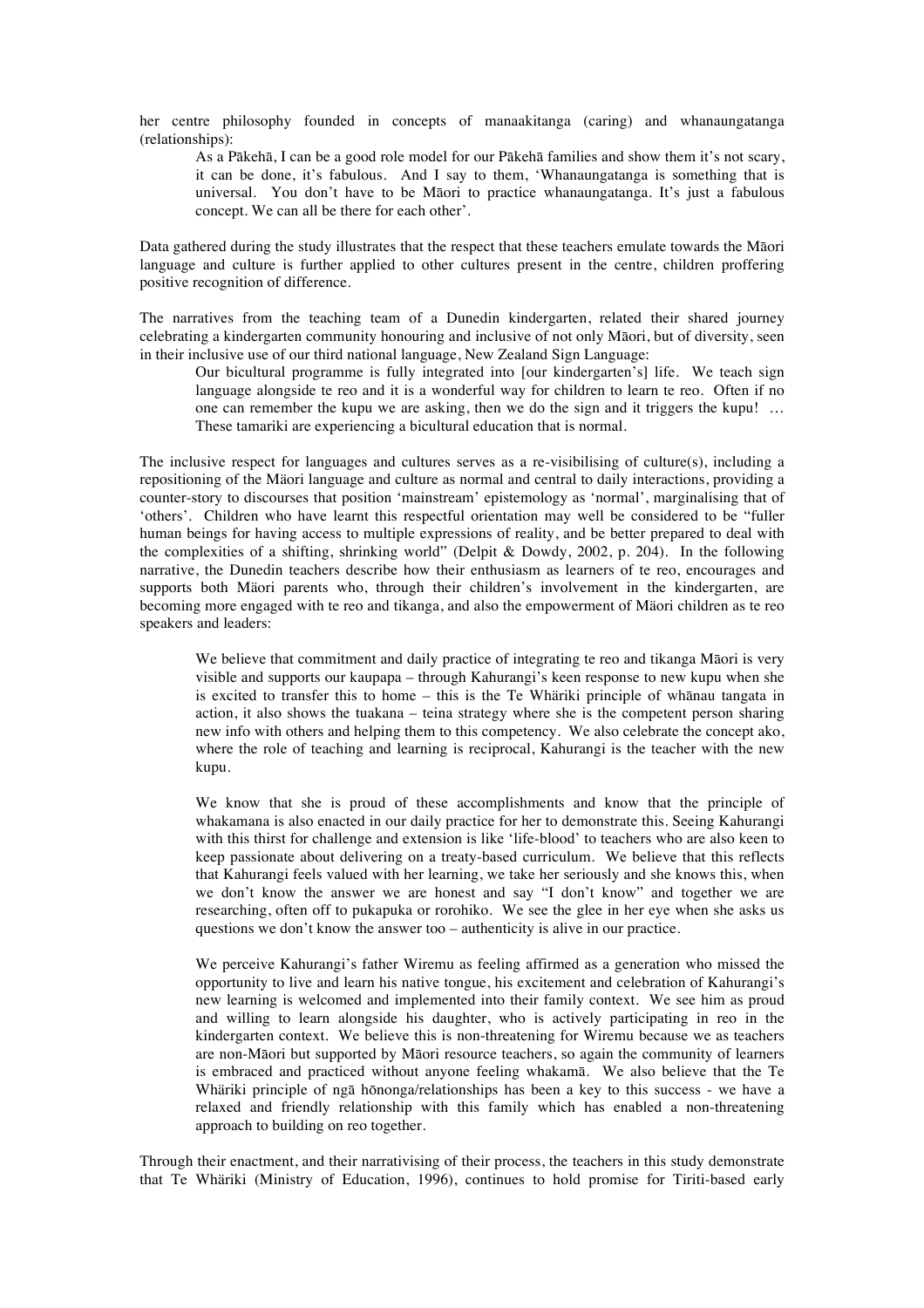her centre philosophy founded in concepts of manaakitanga (caring) and whanaungatanga (relationships):

> As a Pākehā, I can be a good role model for our Pākehā families and show them it's not scary, it can be done, it's fabulous. And I say to them, 'Whanaungatanga is something that is universal. You don't have to be Māori to practice whanaungatanga. It's just a fabulous concept. We can all be there for each other'.

Data gathered during the study illustrates that the respect that these teachers emulate towards the Māori language and culture is further applied to other cultures present in the centre, children proffering positive recognition of difference.

The narratives from the teaching team of a Dunedin kindergarten, related their shared journey celebrating a kindergarten community honouring and inclusive of not only Māori, but of diversity, seen in their inclusive use of our third national language, New Zealand Sign Language:

> Our bicultural programme is fully integrated into [our kindergarten's] life. We teach sign language alongside te reo and it is a wonderful way for children to learn te reo. Often if no one can remember the kupu we are asking, then we do the sign and it triggers the kupu! … These tamariki are experiencing a bicultural education that is normal.

The inclusive respect for languages and cultures serves as a re-visibilising of culture(s), including a repositioning of the Mäori language and culture as normal and central to daily interactions, providing a counter-story to discourses that position 'mainstream' epistemology as 'normal', marginalising that of 'others'. Children who have learnt this respectful orientation may well be considered to be "fuller human beings for having access to multiple expressions of reality, and be better prepared to deal with the complexities of a shifting, shrinking world" (Delpit & Dowdy, 2002, p. 204). In the following narrative, the Dunedin teachers describe how their enthusiasm as learners of te reo, encourages and supports both Mäori parents who, through their children's involvement in the kindergarten, are becoming more engaged with te reo and tikanga, and also the empowerment of Mäori children as te reo speakers and leaders:

> We believe that commitment and daily practice of integrating te reo and tikanga Māori is very visible and supports our kaupapa – through Kahurangi's keen response to new kupu when she is excited to transfer this to home – this is the Te Whäriki principle of whānau tangata in action, it also shows the tuakana – teina strategy where she is the competent person sharing new info with others and helping them to this competency. We also celebrate the concept ako, where the role of teaching and learning is reciprocal, Kahurangi is the teacher with the new kupu.
>
> We know that she is proud of these accomplishments and know that the principle of whakamana is also enacted in our daily practice for her to demonstrate this. Seeing Kahurangi with this thirst for challenge and extension is like 'life-blood' to teachers who are also keen to keep passionate about delivering on a treaty-based curriculum. We believe that this reflects that Kahurangi feels valued with her learning, we take her seriously and she knows this, when we don't know the answer we are honest and say "I don't know" and together we are researching, often off to pukapuka or rorohiko. We see the glee in her eye when she asks us questions we don't know the answer too – authenticity is alive in our practice.
>
> We perceive Kahurangi's father Wiremu as feeling affirmed as a generation who missed the opportunity to live and learn his native tongue, his excitement and celebration of Kahurangi's new learning is welcomed and implemented into their family context. We see him as proud and willing to learn alongside his daughter, who is actively participating in reo in the kindergarten context. We believe this is non-threatening for Wiremu because we as teachers are non-Māori but supported by Māori resource teachers, so again the community of learners is embraced and practiced without anyone feeling whakamā. We also believe that the Te Whäriki principle of ngā hōnonga/relationships has been a key to this success - we have a relaxed and friendly relationship with this family which has enabled a non-threatening approach to building on reo together.

Through their enactment, and their narrativising of their process, the teachers in this study demonstrate that Te Whäriki (Ministry of Education, 1996), continues to hold promise for Tiriti-based early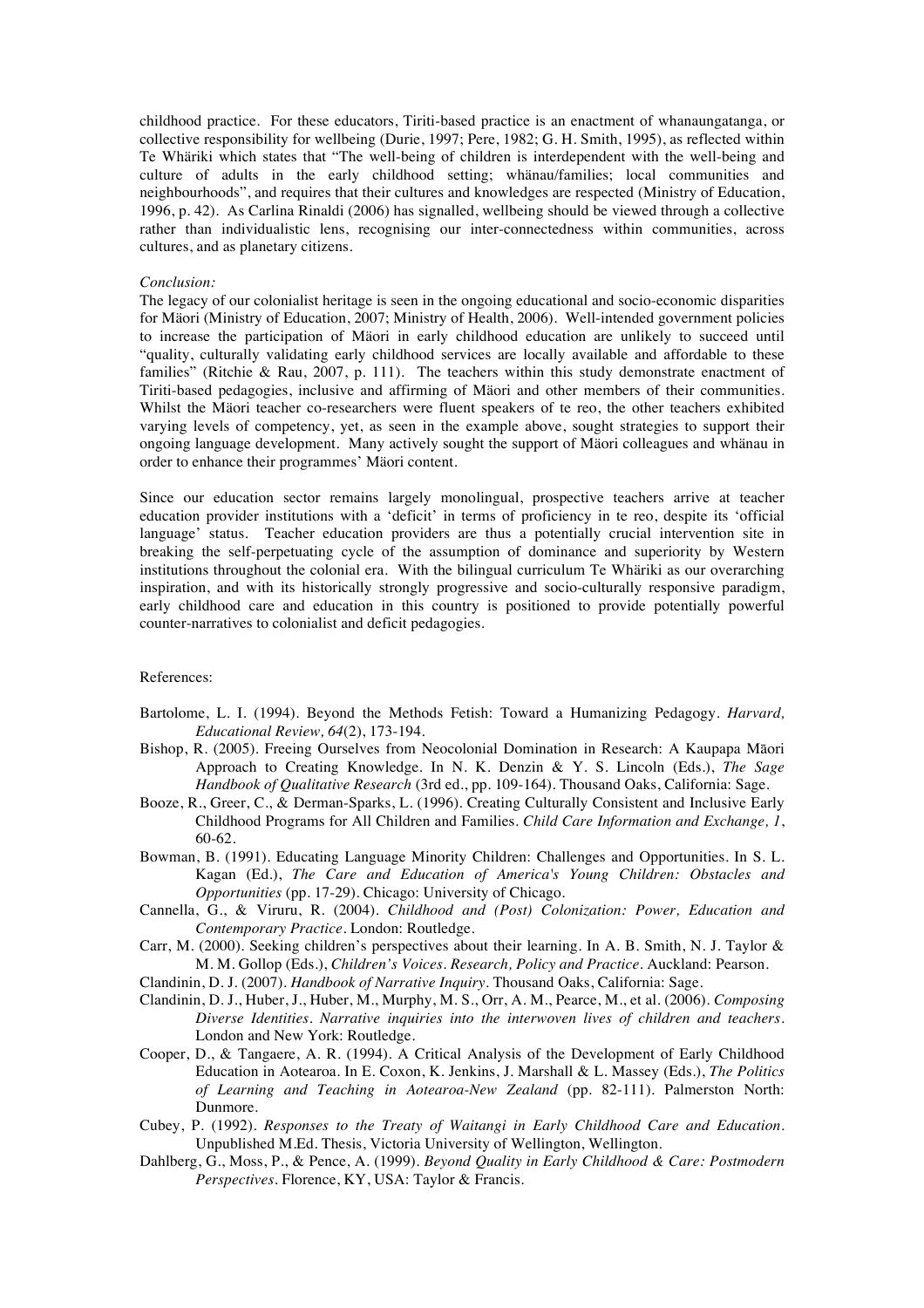childhood practice. For these educators, Tiriti-based practice is an enactment of whanaungatanga, or collective responsibility for wellbeing (Durie, 1997; Pere, 1982; G. H. Smith, 1995), as reflected within Te Whäriki which states that "The well-being of children is interdependent with the well-being and culture of adults in the early childhood setting; whänau/families; local communities and neighbourhoods", and requires that their cultures and knowledges are respected (Ministry of Education, 1996, p. 42). As Carlina Rinaldi (2006) has signalled, wellbeing should be viewed through a collective rather than individualistic lens, recognising our inter-connectedness within communities, across cultures, and as planetary citizens.

*Conclusion:*

The legacy of our colonialist heritage is seen in the ongoing educational and socio-economic disparities for Mäori (Ministry of Education, 2007; Ministry of Health, 2006). Well-intended government policies to increase the participation of Mäori in early childhood education are unlikely to succeed until "quality, culturally validating early childhood services are locally available and affordable to these families" (Ritchie & Rau, 2007, p. 111). The teachers within this study demonstrate enactment of Tiriti-based pedagogies, inclusive and affirming of Mäori and other members of their communities. Whilst the Mäori teacher co-researchers were fluent speakers of te reo, the other teachers exhibited varying levels of competency, yet, as seen in the example above, sought strategies to support their ongoing language development. Many actively sought the support of Mäori colleagues and whänau in order to enhance their programmes' Mäori content.

Since our education sector remains largely monolingual, prospective teachers arrive at teacher education provider institutions with a 'deficit' in terms of proficiency in te reo, despite its 'official language' status. Teacher education providers are thus a potentially crucial intervention site in breaking the self-perpetuating cycle of the assumption of dominance and superiority by Western institutions throughout the colonial era. With the bilingual curriculum Te Whäriki as our overarching inspiration, and with its historically strongly progressive and socio-culturally responsive paradigm, early childhood care and education in this country is positioned to provide potentially powerful counter-narratives to colonialist and deficit pedagogies.

References:

Bartolome, L. I. (1994). Beyond the Methods Fetish: Toward a Humanizing Pedagogy. *Harvard, Educational Review, 64*(2), 173-194.

Bishop, R. (2005). Freeing Ourselves from Neocolonial Domination in Research: A Kaupapa Māori Approach to Creating Knowledge. In N. K. Denzin & Y. S. Lincoln (Eds.), *The Sage Handbook of Qualitative Research* (3rd ed., pp. 109-164). Thousand Oaks, California: Sage.

Booze, R., Greer, C., & Derman-Sparks, L. (1996). Creating Culturally Consistent and Inclusive Early Childhood Programs for All Children and Families. *Child Care Information and Exchange, 1*, 60-62.

Bowman, B. (1991). Educating Language Minority Children: Challenges and Opportunities. In S. L. Kagan (Ed.), *The Care and Education of America's Young Children: Obstacles and Opportunities* (pp. 17-29). Chicago: University of Chicago.

Cannella, G., & Viruru, R. (2004). *Childhood and (Post) Colonization: Power, Education and Contemporary Practice*. London: Routledge.

Carr, M. (2000). Seeking children's perspectives about their learning. In A. B. Smith, N. J. Taylor & M. M. Gollop (Eds.), *Children's Voices. Research, Policy and Practice*. Auckland: Pearson.

Clandinin, D. J. (2007). *Handbook of Narrative Inquiry*. Thousand Oaks, California: Sage.

Clandinin, D. J., Huber, J., Huber, M., Murphy, M. S., Orr, A. M., Pearce, M., et al. (2006). *Composing Diverse Identities. Narrative inquiries into the interwoven lives of children and teachers*. London and New York: Routledge.

Cooper, D., & Tangaere, A. R. (1994). A Critical Analysis of the Development of Early Childhood Education in Aotearoa. In E. Coxon, K. Jenkins, J. Marshall & L. Massey (Eds.), *The Politics of Learning and Teaching in Aotearoa-New Zealand* (pp. 82-111). Palmerston North: Dunmore.

Cubey, P. (1992). *Responses to the Treaty of Waitangi in Early Childhood Care and Education*. Unpublished M.Ed. Thesis, Victoria University of Wellington, Wellington.

Dahlberg, G., Moss, P., & Pence, A. (1999). *Beyond Quality in Early Childhood & Care: Postmodern Perspectives*. Florence, KY, USA: Taylor & Francis.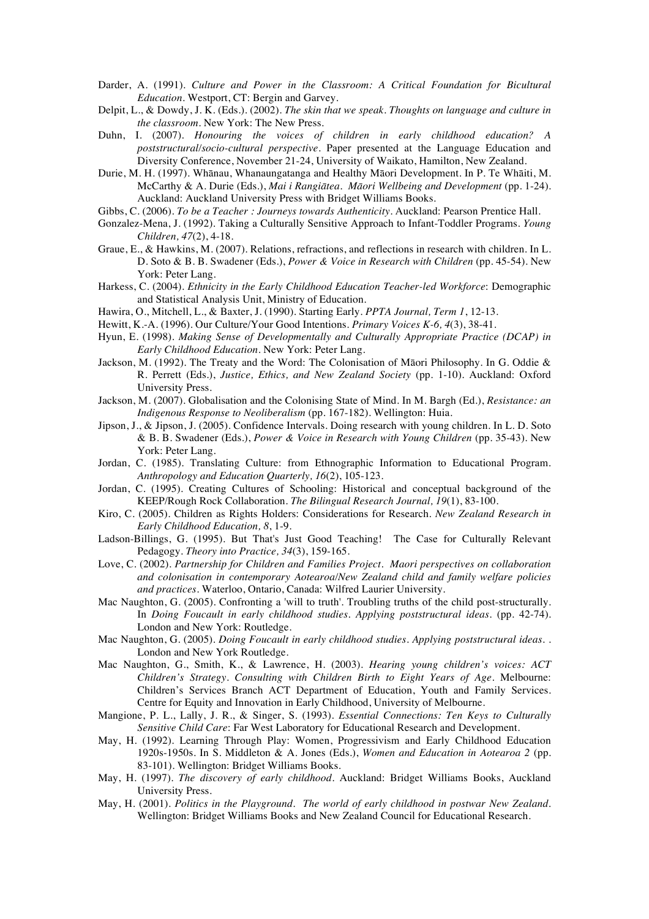Darder, A. (1991). *Culture and Power in the Classroom: A Critical Foundation for Bicultural Education*. Westport, CT: Bergin and Garvey.

Delpit, L., & Dowdy, J. K. (Eds.). (2002). *The skin that we speak. Thoughts on language and culture in the classroom*. New York: The New Press.

Duhn, I. (2007). *Honouring the voices of children in early childhood education? A poststructural/socio-cultural perspective*. Paper presented at the Language Education and Diversity Conference, November 21-24, University of Waikato, Hamilton, New Zealand.

Durie, M. H. (1997). Whānau, Whanaungatanga and Healthy Māori Development. In P. Te Whāiti, M. McCarthy & A. Durie (Eds.), *Mai i Rangiātea. Māori Wellbeing and Development* (pp. 1-24). Auckland: Auckland University Press with Bridget Williams Books.

Gibbs, C. (2006). *To be a Teacher : Journeys towards Authenticity*. Auckland: Pearson Prentice Hall.

Gonzalez-Mena, J. (1992). Taking a Culturally Sensitive Approach to Infant-Toddler Programs. *Young Children, 47*(2), 4-18.

Graue, E., & Hawkins, M. (2007). Relations, refractions, and reflections in research with children. In L. D. Soto & B. B. Swadener (Eds.), *Power & Voice in Research with Children* (pp. 45-54). New York: Peter Lang.

Harkess, C. (2004). *Ethnicity in the Early Childhood Education Teacher-led Workforce*: Demographic and Statistical Analysis Unit, Ministry of Education.

Hawira, O., Mitchell, L., & Baxter, J. (1990). Starting Early. *PPTA Journal, Term 1*, 12-13.

Hewitt, K.-A. (1996). Our Culture/Your Good Intentions. *Primary Voices K-6, 4*(3), 38-41.

Hyun, E. (1998). *Making Sense of Developmentally and Culturally Appropriate Practice (DCAP) in Early Childhood Education*. New York: Peter Lang.

Jackson, M. (1992). The Treaty and the Word: The Colonisation of Māori Philosophy. In G. Oddie & R. Perrett (Eds.), *Justice, Ethics, and New Zealand Society* (pp. 1-10). Auckland: Oxford University Press.

Jackson, M. (2007). Globalisation and the Colonising State of Mind. In M. Bargh (Ed.), *Resistance: an Indigenous Response to Neoliberalism* (pp. 167-182). Wellington: Huia.

Jipson, J., & Jipson, J. (2005). Confidence Intervals. Doing research with young children. In L. D. Soto & B. B. Swadener (Eds.), *Power & Voice in Research with Young Children* (pp. 35-43). New York: Peter Lang.

Jordan, C. (1985). Translating Culture: from Ethnographic Information to Educational Program. *Anthropology and Education Quarterly, 16*(2), 105-123.

Jordan, C. (1995). Creating Cultures of Schooling: Historical and conceptual background of the KEEP/Rough Rock Collaboration. *The Bilingual Research Journal, 19*(1), 83-100.

Kiro, C. (2005). Children as Rights Holders: Considerations for Research. *New Zealand Research in Early Childhood Education, 8*, 1-9.

Ladson-Billings, G. (1995). But That's Just Good Teaching! The Case for Culturally Relevant Pedagogy. *Theory into Practice, 34*(3), 159-165.

Love, C. (2002). *Partnership for Children and Families Project. Maori perspectives on collaboration and colonisation in contemporary Aotearoa/New Zealand child and family welfare policies and practices*. Waterloo, Ontario, Canada: Wilfred Laurier University.

Mac Naughton, G. (2005). Confronting a 'will to truth'. Troubling truths of the child post-structurally. In *Doing Foucault in early childhood studies. Applying poststructural ideas*. (pp. 42-74). London and New York: Routledge.

Mac Naughton, G. (2005). *Doing Foucault in early childhood studies. Applying poststructural ideas*. . London and New York Routledge.

Mac Naughton, G., Smith, K., & Lawrence, H. (2003). *Hearing young children's voices: ACT Children's Strategy. Consulting with Children Birth to Eight Years of Age*. Melbourne: Children's Services Branch ACT Department of Education, Youth and Family Services. Centre for Equity and Innovation in Early Childhood, University of Melbourne.

Mangione, P. L., Lally, J. R., & Singer, S. (1993). *Essential Connections: Ten Keys to Culturally Sensitive Child Care*: Far West Laboratory for Educational Research and Development.

May, H. (1992). Learning Through Play: Women, Progressivism and Early Childhood Education 1920s-1950s. In S. Middleton & A. Jones (Eds.), *Women and Education in Aotearoa 2* (pp. 83-101). Wellington: Bridget Williams Books.

May, H. (1997). *The discovery of early childhood*. Auckland: Bridget Williams Books, Auckland University Press.

May, H. (2001). *Politics in the Playground. The world of early childhood in postwar New Zealand*. Wellington: Bridget Williams Books and New Zealand Council for Educational Research.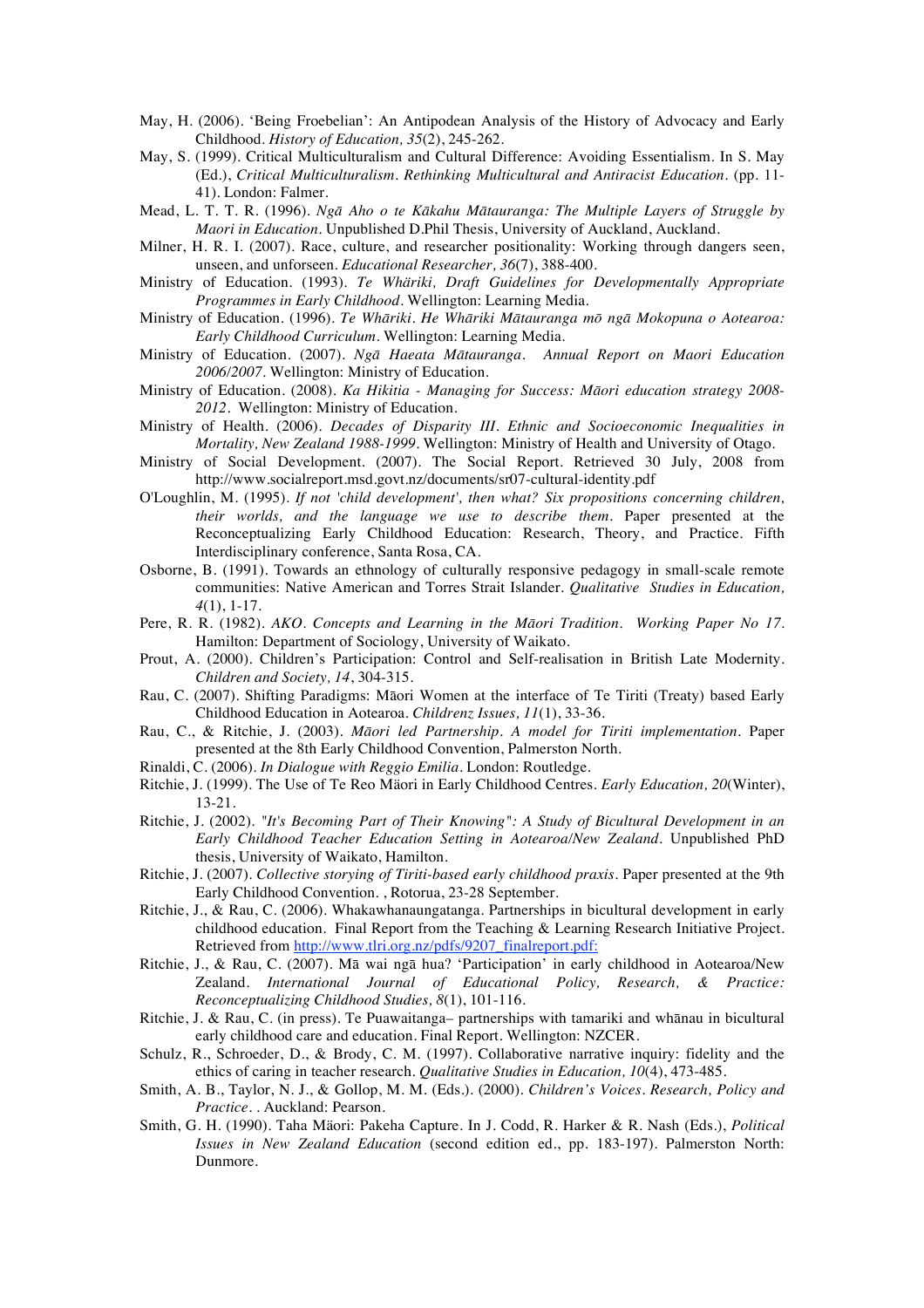May, H. (2006). 'Being Froebelian': An Antipodean Analysis of the History of Advocacy and Early Childhood. *History of Education, 35*(2), 245-262.

May, S. (1999). Critical Multiculturalism and Cultural Difference: Avoiding Essentialism. In S. May (Ed.), *Critical Multiculturalism. Rethinking Multicultural and Antiracist Education*. (pp. 11-41). London: Falmer.

Mead, L. T. T. R. (1996). *Ngā Aho o te Kākahu Mātauranga: The Multiple Layers of Struggle by Maori in Education*. Unpublished D.Phil Thesis, University of Auckland, Auckland.

Milner, H. R. I. (2007). Race, culture, and researcher positionality: Working through dangers seen, unseen, and unforseen. *Educational Researcher, 36*(7), 388-400.

Ministry of Education. (1993). *Te Whäriki, Draft Guidelines for Developmentally Appropriate Programmes in Early Childhood*. Wellington: Learning Media.

Ministry of Education. (1996). *Te Whāriki. He Whāriki Mātauranga mō ngā Mokopuna o Aotearoa: Early Childhood Curriculum*. Wellington: Learning Media.

Ministry of Education. (2007). *Ngā Haeata Mātauranga. Annual Report on Maori Education 2006/2007*. Wellington: Ministry of Education.

Ministry of Education. (2008). *Ka Hikitia - Managing for Success: Māori education strategy 2008-2012*. Wellington: Ministry of Education.

Ministry of Health. (2006). *Decades of Disparity III. Ethnic and Socioeconomic Inequalities in Mortality, New Zealand 1988-1999*. Wellington: Ministry of Health and University of Otago.

Ministry of Social Development. (2007). The Social Report. Retrieved 30 July, 2008 from http://www.socialreport.msd.govt.nz/documents/sr07-cultural-identity.pdf

O'Loughlin, M. (1995). *If not 'child development', then what? Six propositions concerning children, their worlds, and the language we use to describe them*. Paper presented at the Reconceptualizing Early Childhood Education: Research, Theory, and Practice. Fifth Interdisciplinary conference, Santa Rosa, CA.

Osborne, B. (1991). Towards an ethnology of culturally responsive pedagogy in small-scale remote communities: Native American and Torres Strait Islander. *Qualitative Studies in Education, 4*(1), 1-17.

Pere, R. R. (1982). *AKO. Concepts and Learning in the Māori Tradition. Working Paper No 17*. Hamilton: Department of Sociology, University of Waikato.

Prout, A. (2000). Children's Participation: Control and Self-realisation in British Late Modernity. *Children and Society, 14*, 304-315.

Rau, C. (2007). Shifting Paradigms: Māori Women at the interface of Te Tiriti (Treaty) based Early Childhood Education in Aotearoa. *Childrenz Issues, 11*(1), 33-36.

Rau, C., & Ritchie, J. (2003). *Māori led Partnership. A model for Tiriti implementation*. Paper presented at the 8th Early Childhood Convention, Palmerston North.

Rinaldi, C. (2006). *In Dialogue with Reggio Emilia*. London: Routledge.

Ritchie, J. (1999). The Use of Te Reo Mäori in Early Childhood Centres. *Early Education, 20*(Winter), 13-21.

Ritchie, J. (2002). *"It's Becoming Part of Their Knowing": A Study of Bicultural Development in an Early Childhood Teacher Education Setting in Aotearoa/New Zealand*. Unpublished PhD thesis, University of Waikato, Hamilton.

Ritchie, J. (2007). *Collective storying of Tiriti-based early childhood praxis*. Paper presented at the 9th Early Childhood Convention. , Rotorua, 23-28 September.

Ritchie, J., & Rau, C. (2006). Whakawhanaungatanga. Partnerships in bicultural development in early childhood education. Final Report from the Teaching & Learning Research Initiative Project. Retrieved from http://www.tlri.org.nz/pdfs/9207_finalreport.pdf:

Ritchie, J., & Rau, C. (2007). Mā wai ngā hua? 'Participation' in early childhood in Aotearoa/New Zealand. *International Journal of Educational Policy, Research, & Practice: Reconceptualizing Childhood Studies, 8*(1), 101-116.

Ritchie, J. & Rau, C. (in press). Te Puawaitanga– partnerships with tamariki and whānau in bicultural early childhood care and education. Final Report. Wellington: NZCER.

Schulz, R., Schroeder, D., & Brody, C. M. (1997). Collaborative narrative inquiry: fidelity and the ethics of caring in teacher research. *Qualitative Studies in Education, 10*(4), 473-485.

Smith, A. B., Taylor, N. J., & Gollop, M. M. (Eds.). (2000). *Children's Voices. Research, Policy and Practice.* . Auckland: Pearson.

Smith, G. H. (1990). Taha Mäori: Pakeha Capture. In J. Codd, R. Harker & R. Nash (Eds.), *Political Issues in New Zealand Education* (second edition ed., pp. 183-197). Palmerston North: Dunmore.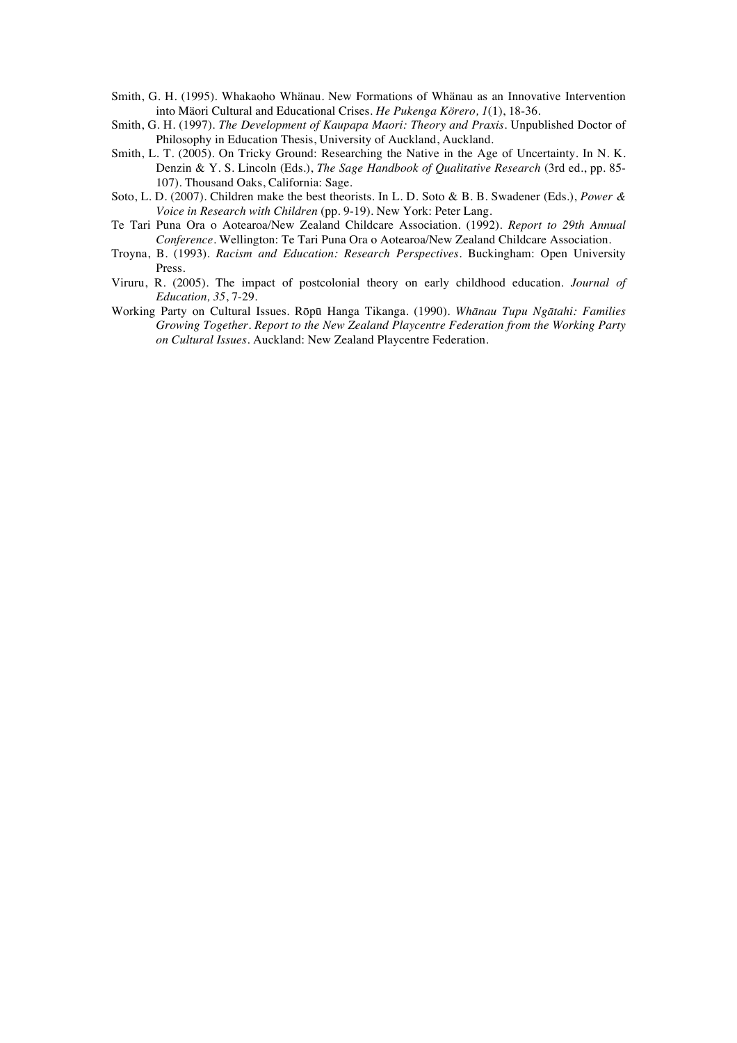Smith, G. H. (1995). Whakaoho Whänau. New Formations of Whänau as an Innovative Intervention into Mäori Cultural and Educational Crises. *He Pukenga Körero, 1*(1), 18-36.

Smith, G. H. (1997). *The Development of Kaupapa Maori: Theory and Praxis*. Unpublished Doctor of Philosophy in Education Thesis, University of Auckland, Auckland.

Smith, L. T. (2005). On Tricky Ground: Researching the Native in the Age of Uncertainty. In N. K. Denzin & Y. S. Lincoln (Eds.), *The Sage Handbook of Qualitative Research* (3rd ed., pp. 85-107). Thousand Oaks, California: Sage.

Soto, L. D. (2007). Children make the best theorists. In L. D. Soto & B. B. Swadener (Eds.), *Power & Voice in Research with Children* (pp. 9-19). New York: Peter Lang.

Te Tari Puna Ora o Aotearoa/New Zealand Childcare Association. (1992). *Report to 29th Annual Conference*. Wellington: Te Tari Puna Ora o Aotearoa/New Zealand Childcare Association.

Troyna, B. (1993). *Racism and Education: Research Perspectives*. Buckingham: Open University Press.

Viruru, R. (2005). The impact of postcolonial theory on early childhood education. *Journal of Education, 35*, 7-29.

Working Party on Cultural Issues. Rōpū Hanga Tikanga. (1990). *Whānau Tupu Ngātahi: Families Growing Together. Report to the New Zealand Playcentre Federation from the Working Party on Cultural Issues*. Auckland: New Zealand Playcentre Federation.